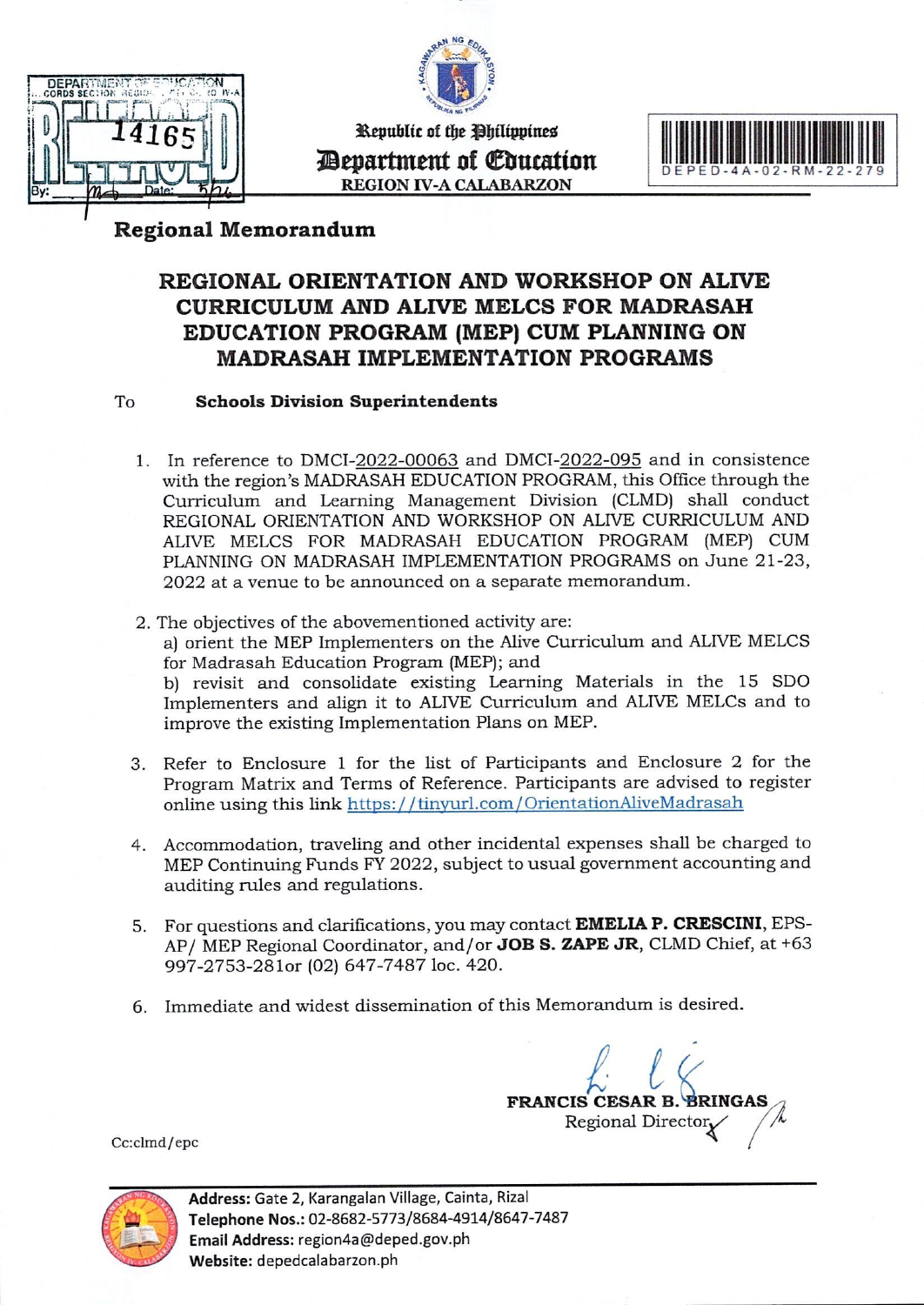Republic of the Philippines
**Department of Education**
REGION IV-A CALABARZON

DEPED-4A-02-RM-22-279

## Regional Memorandum

# REGIONAL ORIENTATION AND WORKSHOP ON ALIVE CURRICULUM AND ALIVE MELCS FOR MADRASAH EDUCATION PROGRAM (MEP) CUM PLANNING ON MADRASAH IMPLEMENTATION PROGRAMS

To **Schools Division Superintendents**

1. In reference to DMCI-2022-00063 and DMCI-2022-095 and in consistence with the region's MADRASAH EDUCATION PROGRAM, this Office through the Curriculum and Learning Management Division (CLMD) shall conduct REGIONAL ORIENTATION AND WORKSHOP ON ALIVE CURRICULUM AND ALIVE MELCS FOR MADRASAH EDUCATION PROGRAM (MEP) CUM PLANNING ON MADRASAH IMPLEMENTATION PROGRAMS on June 21-23, 2022 at a venue to be announced on a separate memorandum.

2. The objectives of the abovementioned activity are:
   a) orient the MEP Implementers on the Alive Curriculum and ALIVE MELCS for Madrasah Education Program (MEP); and
   b) revisit and consolidate existing Learning Materials in the 15 SDO Implementers and align it to ALIVE Curriculum and ALIVE MELCs and to improve the existing Implementation Plans on MEP.

3. Refer to Enclosure 1 for the list of Participants and Enclosure 2 for the Program Matrix and Terms of Reference. Participants are advised to register online using this link https://tinyurl.com/OrientationAliveMadrasah

4. Accommodation, traveling and other incidental expenses shall be charged to MEP Continuing Funds FY 2022, subject to usual government accounting and auditing rules and regulations.

5. For questions and clarifications, you may contact **EMELIA P. CRESCINI**, EPS-AP/ MEP Regional Coordinator, and/or **JOB S. ZAPE JR**, CLMD Chief, at +63 997-2753-281or (02) 647-7487 loc. 420.

6. Immediate and widest dissemination of this Memorandum is desired.

**FRANCIS CESAR B. BRINGAS**
Regional Director

Cc:clmd/epc

**Address:** Gate 2, Karangalan Village, Cainta, Rizal
**Telephone Nos.:** 02-8682-5773/8684-4914/8647-7487
**Email Address:** region4a@deped.gov.ph
**Website:** depedcalabarzon.ph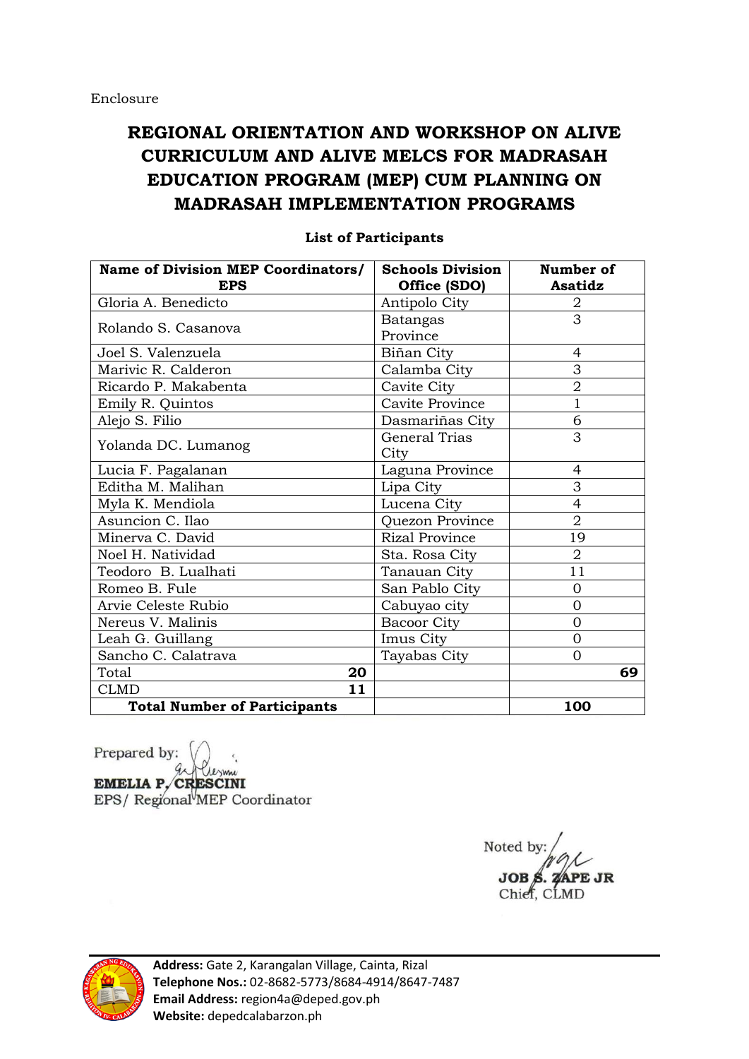Enclosure

# REGIONAL ORIENTATION AND WORKSHOP ON ALIVE CURRICULUM AND ALIVE MELCS FOR MADRASAH EDUCATION PROGRAM (MEP) CUM PLANNING ON MADRASAH IMPLEMENTATION PROGRAMS

**List of Participants**

| Name of Division MEP Coordinators/ EPS | | Schools Division Office (SDO) | Number of Asatidz |
|---|---|---|---|
| Gloria A. Benedicto | | Antipolo City | 2 |
| Rolando S. Casanova | | Batangas Province | 3 |
| Joel S. Valenzuela | | Biñan City | 4 |
| Marivic R. Calderon | | Calamba City | 3 |
| Ricardo P. Makabenta | | Cavite City | 2 |
| Emily R. Quintos | | Cavite Province | 1 |
| Alejo S. Filio | | Dasmariñas City | 6 |
| Yolanda DC. Lumanog | | General Trias City | 3 |
| Lucia F. Pagalanan | | Laguna Province | 4 |
| Editha M. Malihan | | Lipa City | 3 |
| Myla K. Mendiola | | Lucena City | 4 |
| Asuncion C. Ilao | | Quezon Province | 2 |
| Minerva C. David | | Rizal Province | 19 |
| Noel H. Natividad | | Sta. Rosa City | 2 |
| Teodoro B. Lualhati | | Tanauan City | 11 |
| Romeo B. Fule | | San Pablo City | 0 |
| Arvie Celeste Rubio | | Cabuyao city | 0 |
| Nereus V. Malinis | | Bacoor City | 0 |
| Leah G. Guillang | | Imus City | 0 |
| Sancho C. Calatrava | | Tayabas City | 0 |
| Total | **20** | | **69** |
| CLMD | **11** | | |
| **Total Number of Participants** | | | **100** |

Prepared by:

**EMELIA P. CRESCINI**
EPS/ Regional MEP Coordinator

Noted by:

**JOB S. ZAPE JR**
Chief, CLMD

**Address:** Gate 2, Karangalan Village, Cainta, Rizal
**Telephone Nos.:** 02-8682-5773/8684-4914/8647-7487
**Email Address:** region4a@deped.gov.ph
**Website:** depedcalabarzon.ph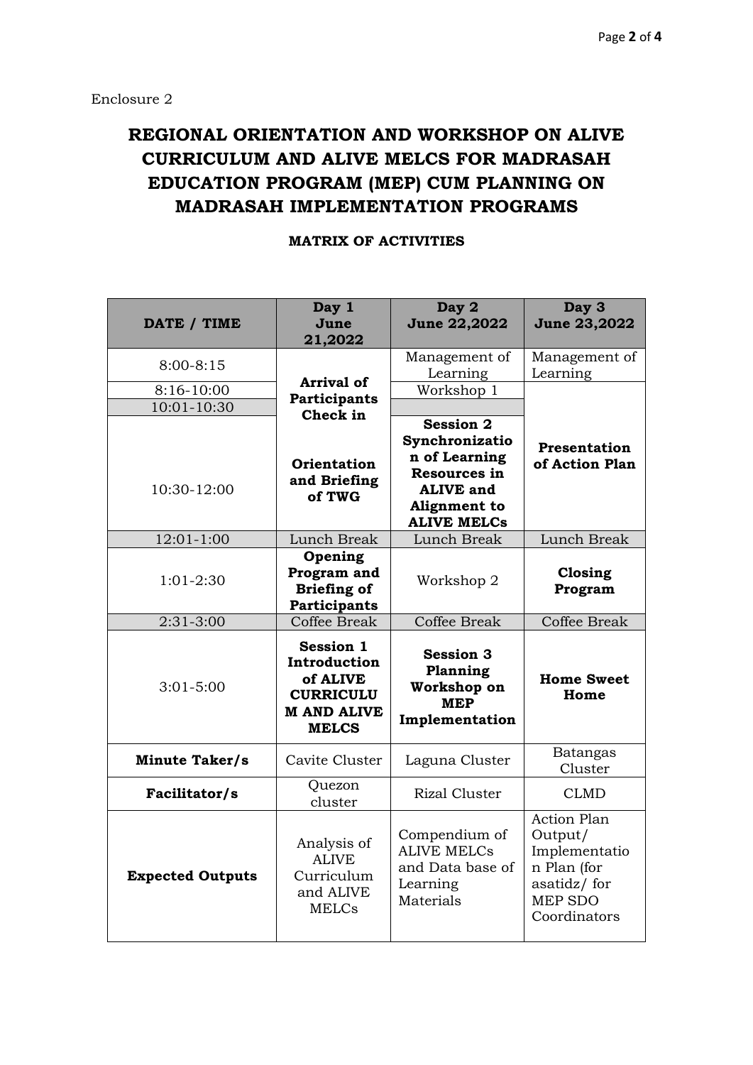Enclosure 2

# REGIONAL ORIENTATION AND WORKSHOP ON ALIVE CURRICULUM AND ALIVE MELCS FOR MADRASAH EDUCATION PROGRAM (MEP) CUM PLANNING ON MADRASAH IMPLEMENTATION PROGRAMS

## MATRIX OF ACTIVITIES

| DATE / TIME | Day 1 June 21,2022 | Day 2 June 22,2022 | Day 3 June 23,2022 |
|---|---|---|---|
| 8:00-8:15 | **Arrival of Participants Check in** | Management of Learning | Management of Learning |
| 8:16-10:00 | | Workshop 1 | **Presentation of Action Plan** |
| 10:01-10:30 | | | |
| 10:30-12:00 | **Orientation and Briefing of TWG** | **Session 2 Synchronization of Learning Resources in ALIVE and Alignment to ALIVE MELCs** | |
| 12:01-1:00 | Lunch Break | Lunch Break | Lunch Break |
| 1:01-2:30 | **Opening Program and Briefing of Participants** | Workshop 2 | **Closing Program** |
| 2:31-3:00 | Coffee Break | Coffee Break | Coffee Break |
| 3:01-5:00 | **Session 1 Introduction of ALIVE CURRICULUM AND ALIVE MELCS** | **Session 3 Planning Workshop on MEP Implementation** | **Home Sweet Home** |
| **Minute Taker/s** | Cavite Cluster | Laguna Cluster | Batangas Cluster |
| **Facilitator/s** | Quezon cluster | Rizal Cluster | CLMD |
| **Expected Outputs** | Analysis of ALIVE Curriculum and ALIVE MELCs | Compendium of ALIVE MELCs and Data base of Learning Materials | Action Plan Output/ Implementation Plan (for asatidz/ for MEP SDO Coordinators |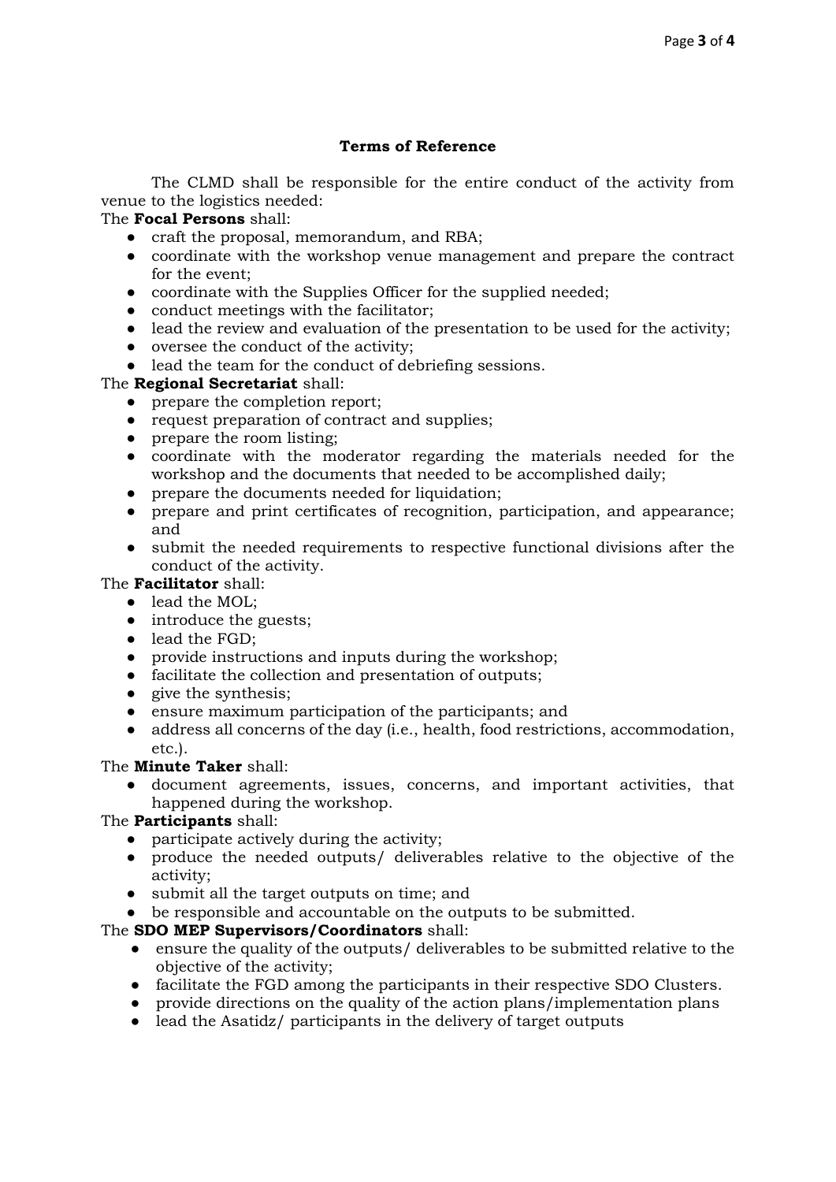**Terms of Reference**

The CLMD shall be responsible for the entire conduct of the activity from venue to the logistics needed:

The **Focal Persons** shall:

- craft the proposal, memorandum, and RBA;
- coordinate with the workshop venue management and prepare the contract for the event;
- coordinate with the Supplies Officer for the supplied needed;
- conduct meetings with the facilitator;
- lead the review and evaluation of the presentation to be used for the activity;
- oversee the conduct of the activity;
- lead the team for the conduct of debriefing sessions.

The **Regional Secretariat** shall:

- prepare the completion report;
- request preparation of contract and supplies;
- prepare the room listing;
- coordinate with the moderator regarding the materials needed for the workshop and the documents that needed to be accomplished daily;
- prepare the documents needed for liquidation;
- prepare and print certificates of recognition, participation, and appearance; and
- submit the needed requirements to respective functional divisions after the conduct of the activity.

The **Facilitator** shall:

- lead the MOL;
- introduce the guests;
- lead the FGD;
- provide instructions and inputs during the workshop;
- facilitate the collection and presentation of outputs;
- give the synthesis;
- ensure maximum participation of the participants; and
- address all concerns of the day (i.e., health, food restrictions, accommodation, etc.).

The **Minute Taker** shall:

- document agreements, issues, concerns, and important activities, that happened during the workshop.

The **Participants** shall:

- participate actively during the activity;
- produce the needed outputs/ deliverables relative to the objective of the activity;
- submit all the target outputs on time; and
- be responsible and accountable on the outputs to be submitted.

The **SDO MEP Supervisors/Coordinators** shall:

- ensure the quality of the outputs/ deliverables to be submitted relative to the objective of the activity;
- facilitate the FGD among the participants in their respective SDO Clusters.
- provide directions on the quality of the action plans/implementation plans
- lead the Asatidz/ participants in the delivery of target outputs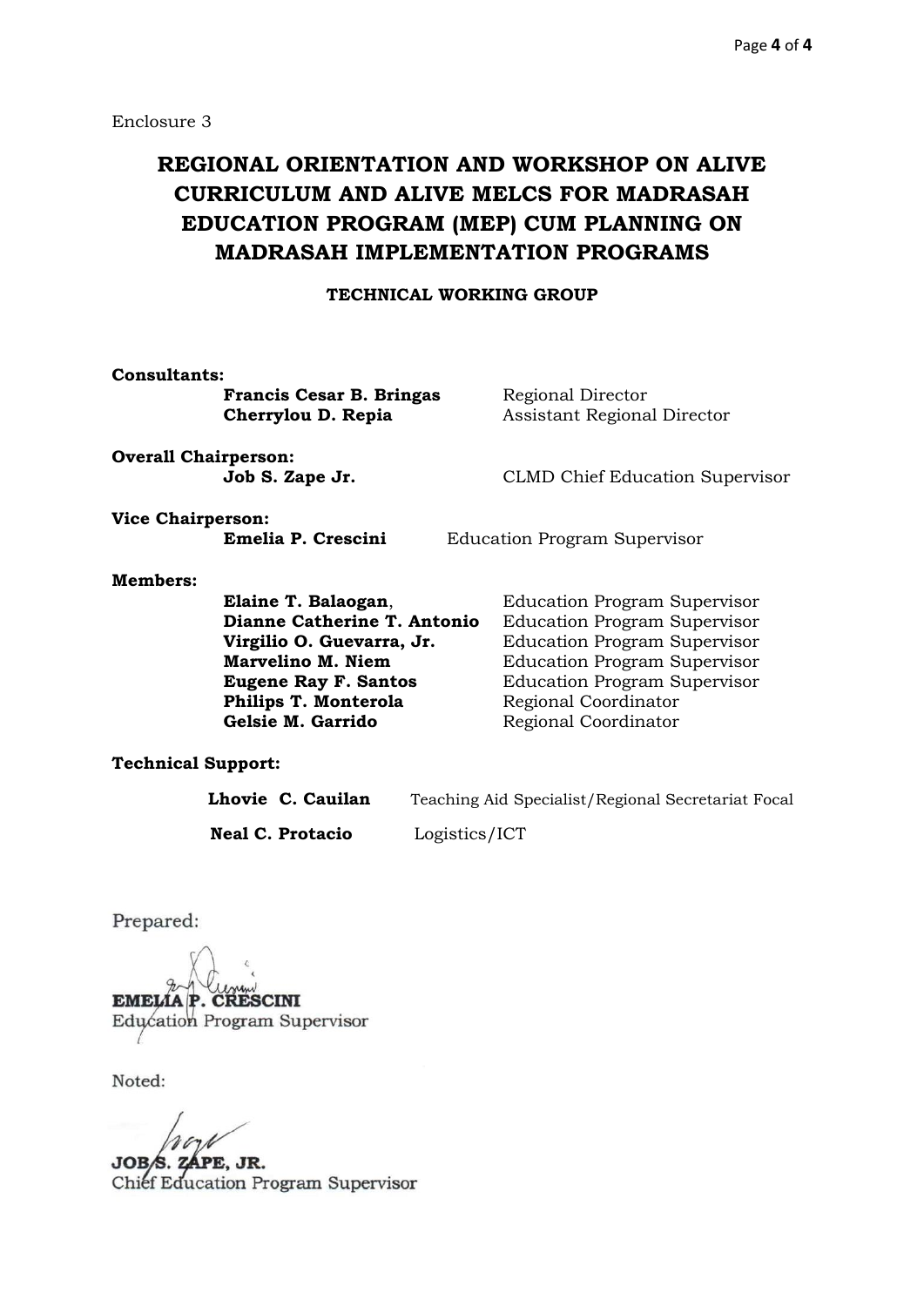Enclosure 3

# REGIONAL ORIENTATION AND WORKSHOP ON ALIVE CURRICULUM AND ALIVE MELCS FOR MADRASAH EDUCATION PROGRAM (MEP) CUM PLANNING ON MADRASAH IMPLEMENTATION PROGRAMS

**TECHNICAL WORKING GROUP**

**Consultants:**

| | |
|---|---|
| **Francis Cesar B. Bringas** | Regional Director |
| **Cherrylou D. Repia** | Assistant Regional Director |

**Overall Chairperson:**

| | |
|---|---|
| **Job S. Zape Jr.** | CLMD Chief Education Supervisor |

**Vice Chairperson:**

| | |
|---|---|
| **Emelia P. Crescini** | Education Program Supervisor |

**Members:**

| | |
|---|---|
| **Elaine T. Balaogan**, | Education Program Supervisor |
| **Dianne Catherine T. Antonio** | Education Program Supervisor |
| **Virgilio O. Guevarra, Jr.** | Education Program Supervisor |
| **Marvelino M. Niem** | Education Program Supervisor |
| **Eugene Ray F. Santos** | Education Program Supervisor |
| **Philips T. Monterola** | Regional Coordinator |
| **Gelsie M. Garrido** | Regional Coordinator |

**Technical Support:**

| | |
|---|---|
| **Lhovie C. Cauilan** | Teaching Aid Specialist/Regional Secretariat Focal |
| **Neal C. Protacio** | Logistics/ICT |

Prepared:

**EMELIA P. CRESCINI**
Education Program Supervisor

Noted:

**JOB S. ZAPE, JR.**
Chief Education Program Supervisor